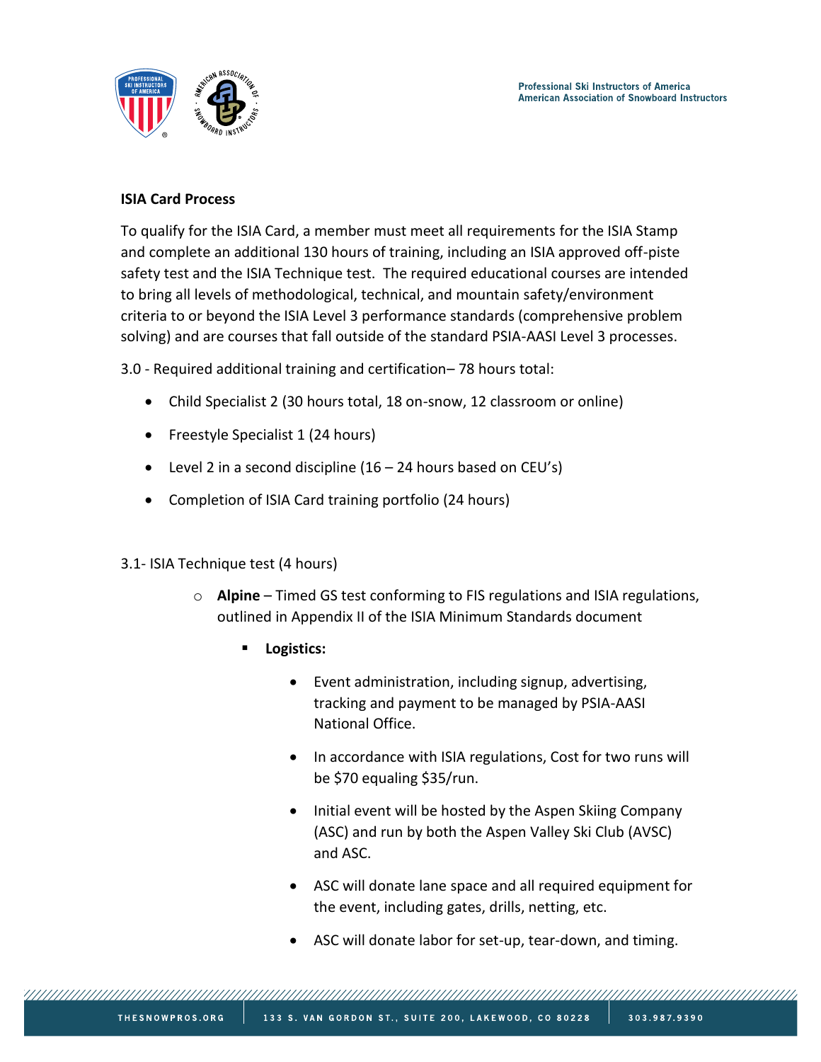## ISIA Card Process

To qualify for the ISIA Card, a member must meet all requirements for the ISIA Stamp and complete an additional 130 hours of training, including an ISIA approved off-piste safety test and the ISIA Technique test. The required educational courses are intended to bring all levels of methodological, technical, and mountain safety/environment criteria to or beyond the ISIA Level 3 performance standards (comprehensive problem solving) and are courses that fall outside of the standard PSIA-AASI Level 3 processes.

3.0 - Required additional training and certification– 78 hours total:

- Child Specialist 2 (30 hours total, 18 on-snow, 12 classroom or online)
- Freestyle Specialist 1 (24 hours)
- Level 2 in a second discipline (16 – 24 hours based on CEU's)
- Completion of ISIA Card training portfolio (24 hours)

3.1- ISIA Technique test (4 hours)

- **Alpine** – Timed GS test conforming to FIS regulations and ISIA regulations, outlined in Appendix II of the ISIA Minimum Standards document
  - **Logistics:**
    - Event administration, including signup, advertising, tracking and payment to be managed by PSIA-AASI National Office.
    - In accordance with ISIA regulations, Cost for two runs will be $70 equaling $35/run.
    - Initial event will be hosted by the Aspen Skiing Company (ASC) and run by both the Aspen Valley Ski Club (AVSC) and ASC.
    - ASC will donate lane space and all required equipment for the event, including gates, drills, netting, etc.
    - ASC will donate labor for set-up, tear-down, and timing.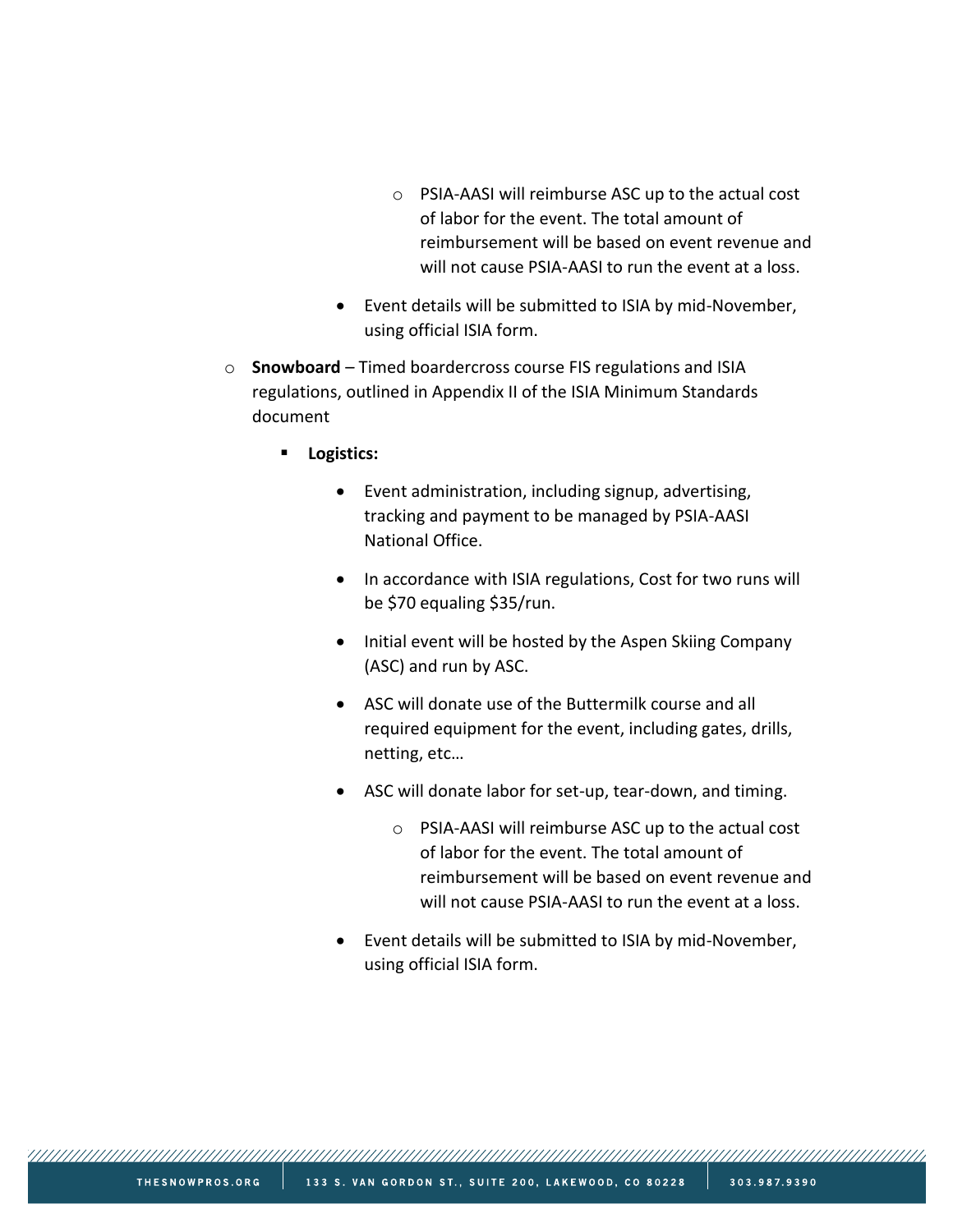- PSIA-AASI will reimburse ASC up to the actual cost of labor for the event. The total amount of reimbursement will be based on event revenue and will not cause PSIA-AASI to run the event at a loss.
      - Event details will be submitted to ISIA by mid-November, using official ISIA form.
- **Snowboard** – Timed boardercross course FIS regulations and ISIA regulations, outlined in Appendix II of the ISIA Minimum Standards document
  - **Logistics:**
    - Event administration, including signup, advertising, tracking and payment to be managed by PSIA-AASI National Office.
    - In accordance with ISIA regulations, Cost for two runs will be $70 equaling $35/run.
    - Initial event will be hosted by the Aspen Skiing Company (ASC) and run by ASC.
    - ASC will donate use of the Buttermilk course and all required equipment for the event, including gates, drills, netting, etc…
    - ASC will donate labor for set-up, tear-down, and timing.
      - PSIA-AASI will reimburse ASC up to the actual cost of labor for the event. The total amount of reimbursement will be based on event revenue and will not cause PSIA-AASI to run the event at a loss.
    - Event details will be submitted to ISIA by mid-November, using official ISIA form.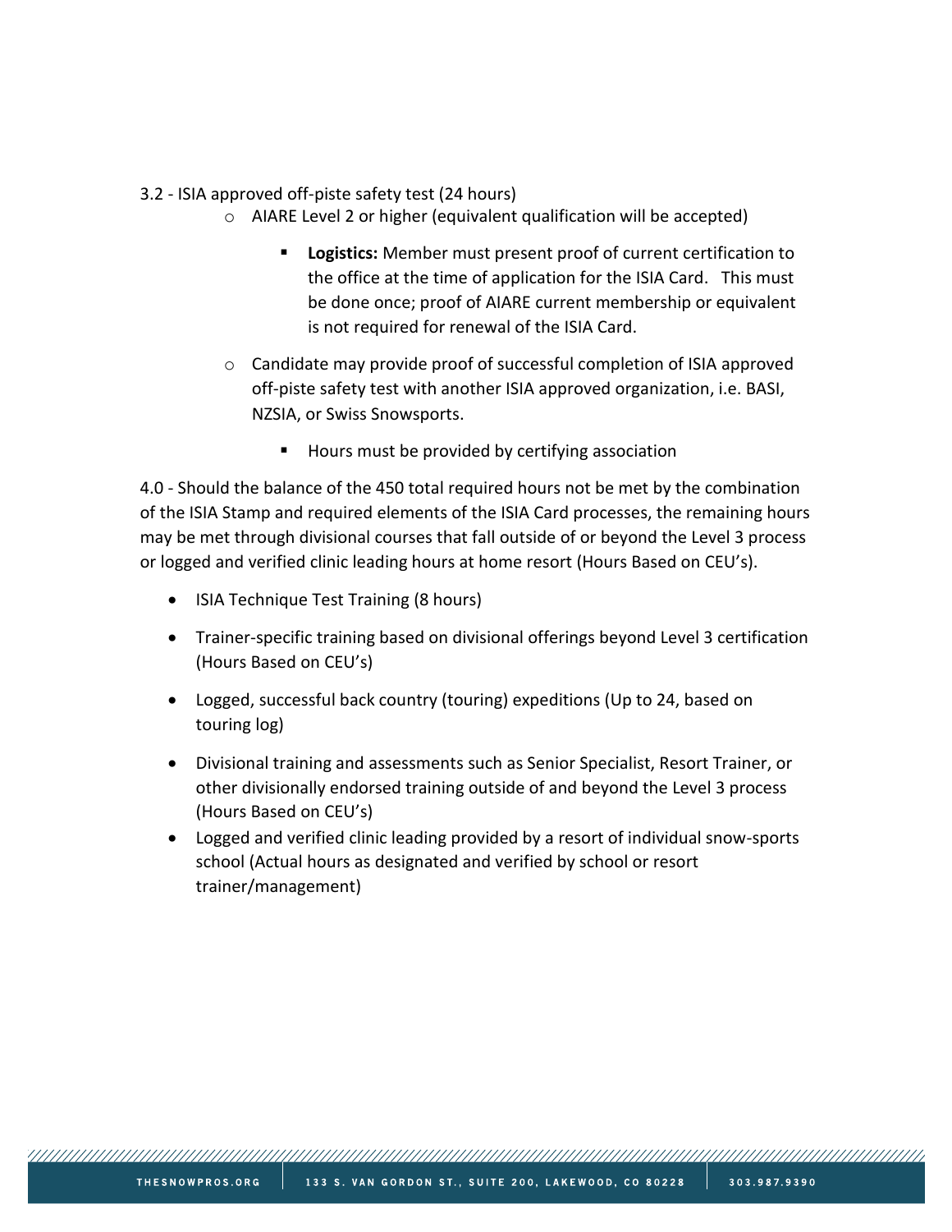3.2 - ISIA approved off-piste safety test (24 hours)

- AIARE Level 2 or higher (equivalent qualification will be accepted)
  - **Logistics:** Member must present proof of current certification to the office at the time of application for the ISIA Card. This must be done once; proof of AIARE current membership or equivalent is not required for renewal of the ISIA Card.
- Candidate may provide proof of successful completion of ISIA approved off-piste safety test with another ISIA approved organization, i.e. BASI, NZSIA, or Swiss Snowsports.
  - Hours must be provided by certifying association

4.0 - Should the balance of the 450 total required hours not be met by the combination of the ISIA Stamp and required elements of the ISIA Card processes, the remaining hours may be met through divisional courses that fall outside of or beyond the Level 3 process or logged and verified clinic leading hours at home resort (Hours Based on CEU's).

- ISIA Technique Test Training (8 hours)
- Trainer-specific training based on divisional offerings beyond Level 3 certification (Hours Based on CEU's)
- Logged, successful back country (touring) expeditions (Up to 24, based on touring log)
- Divisional training and assessments such as Senior Specialist, Resort Trainer, or other divisionally endorsed training outside of and beyond the Level 3 process (Hours Based on CEU's)
- Logged and verified clinic leading provided by a resort of individual snow-sports school (Actual hours as designated and verified by school or resort trainer/management)